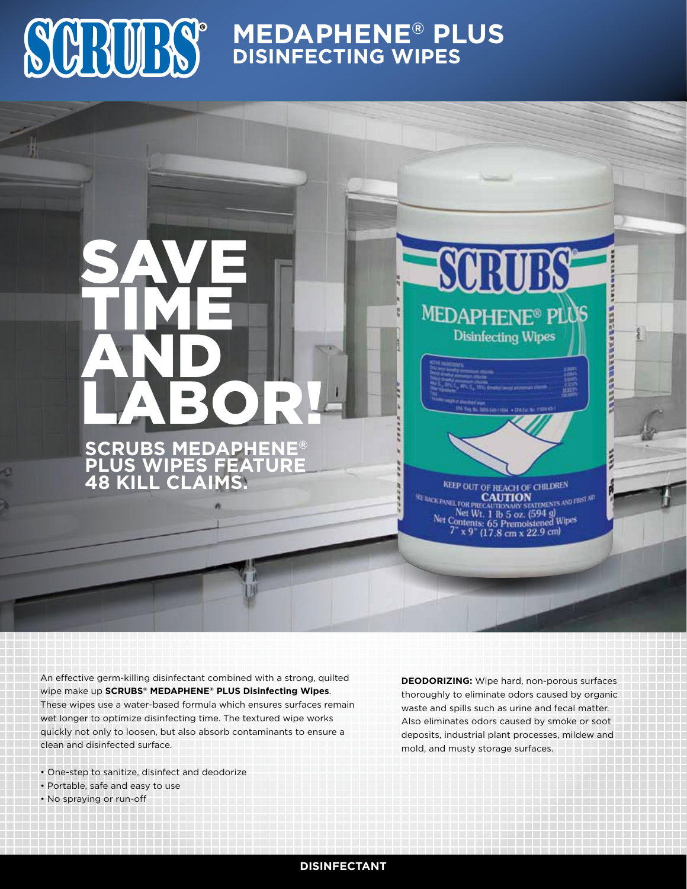# SCRUBS® MEDAPHENE® PLUS DISINFECTING WIPES

## SAVE TIME AND LABOR!

### SCRUBS MEDAPHENE® PLUS WIPES FEATURE 48 KILL CLAIMS.

An effective germ-killing disinfectant combined with a strong, quilted wipe make up **SCRUBS® MEDAPHENE® PLUS Disinfecting Wipes**. These wipes use a water-based formula which ensures surfaces remain wet longer to optimize disinfecting time. The textured wipe works quickly not only to loosen, but also absorb contaminants to ensure a clean and disinfected surface.

- One-step to sanitize, disinfect and deodorize
- Portable, safe and easy to use
- No spraying or run-off

**DEODORIZING:** Wipe hard, non-porous surfaces thoroughly to eliminate odors caused by organic waste and spills such as urine and fecal matter. Also eliminates odors caused by smoke or soot deposits, industrial plant processes, mildew and mold, and musty storage surfaces.

**DISINFECTANT**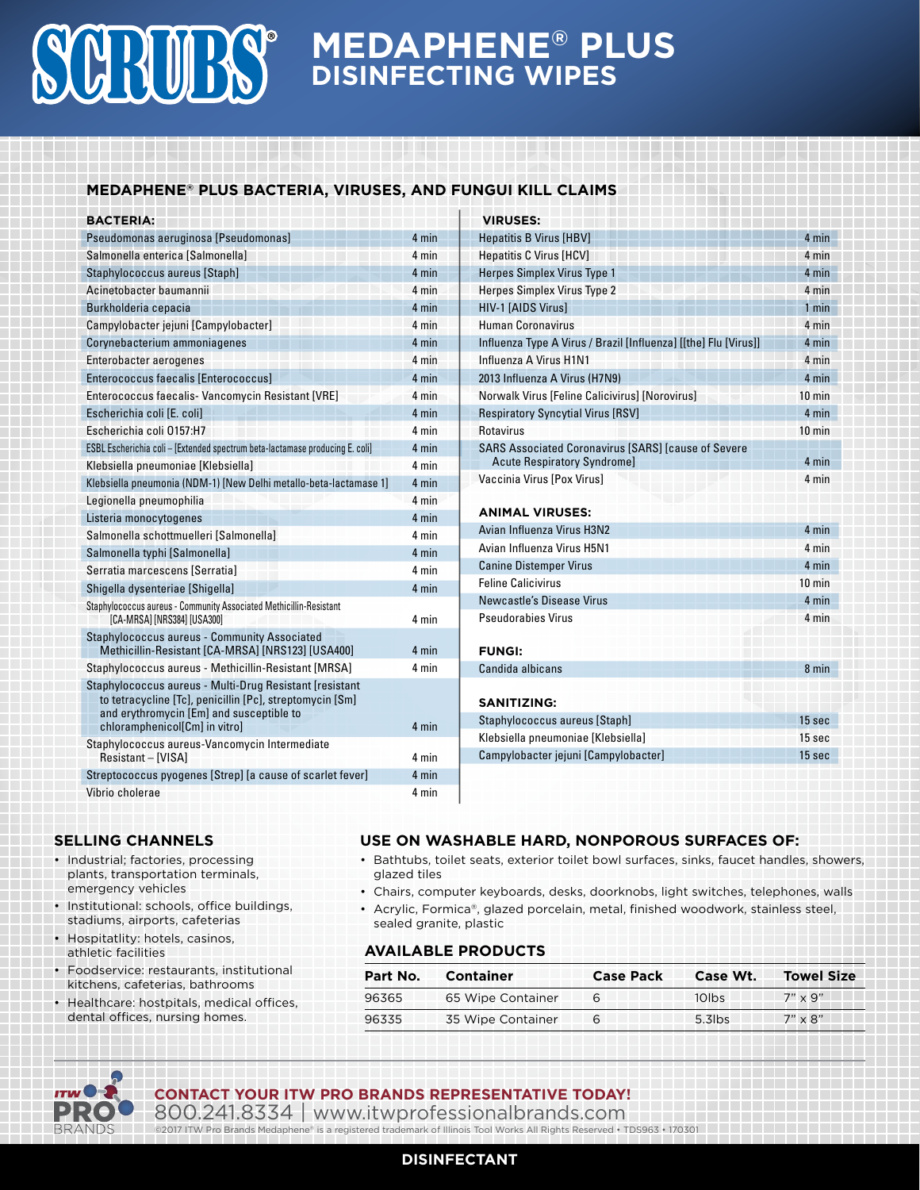# SCRUBS®

# MEDAPHENE® PLUS DISINFECTING WIPES

## MEDAPHENE® PLUS BACTERIA, VIRUSES, AND FUNGUI KILL CLAIMS

| BACTERIA: | |
|---|---|
| Pseudomonas aeruginosa [Pseudomonas] | 4 min |
| Salmonella enterica [Salmonella] | 4 min |
| Staphylococcus aureus [Staph] | 4 min |
| Acinetobacter baumannii | 4 min |
| Burkholderia cepacia | 4 min |
| Campylobacter jejuni [Campylobacter] | 4 min |
| Corynebacterium ammoniagenes | 4 min |
| Enterobacter aerogenes | 4 min |
| Enterococcus faecalis [Enterococcus] | 4 min |
| Enterococcus faecalis- Vancomycin Resistant [VRE] | 4 min |
| Escherichia coli [E. coli] | 4 min |
| Escherichia coli O157:H7 | 4 min |
| ESBL Escherichia coli – [Extended spectrum beta-lactamase producing E. coli] | 4 min |
| Klebsiella pneumoniae [Klebsiella] | 4 min |
| Klebsiella pneumonia (NDM-1) [New Delhi metallo-beta-lactamase 1] | 4 min |
| Legionella pneumophilia | 4 min |
| Listeria monocytogenes | 4 min |
| Salmonella schottmuelleri [Salmonella] | 4 min |
| Salmonella typhi [Salmonella] | 4 min |
| Serratia marcescens [Serratia] | 4 min |
| Shigella dysenteriae [Shigella] | 4 min |
| Staphylococcus aureus - Community Associated Methicillin-Resistant [CA-MRSA] [NRS384] [USA300] | 4 min |
| Staphylococcus aureus - Community Associated Methicillin-Resistant [CA-MRSA] [NRS123] [USA400] | 4 min |
| Staphylococcus aureus - Methicillin-Resistant [MRSA] | 4 min |
| Staphylococcus aureus - Multi-Drug Resistant [resistant to tetracycline [Tc], penicillin [Pc], streptomycin [Sm] and erythromycin [Em] and susceptible to chloramphenicol[Cm] in vitro] | 4 min |
| Staphylococcus aureus-Vancomycin Intermediate Resistant – [VISA] | 4 min |
| Streptococcus pyogenes [Strep] [a cause of scarlet fever] | 4 min |
| Vibrio cholerae | 4 min |

| VIRUSES: | |
|---|---|
| Hepatitis B Virus [HBV] | 4 min |
| Hepatitis C Virus [HCV] | 4 min |
| Herpes Simplex Virus Type 1 | 4 min |
| Herpes Simplex Virus Type 2 | 4 min |
| HIV-1 [AIDS Virus] | 1 min |
| Human Coronavirus | 4 min |
| Influenza Type A Virus / Brazil [Influenza] [[the] Flu [Virus]] | 4 min |
| Influenza A Virus H1N1 | 4 min |
| 2013 Influenza A Virus (H7N9) | 4 min |
| Norwalk Virus [Feline Calicivirus] [Norovirus] | 10 min |
| Respiratory Syncytial Virus [RSV] | 4 min |
| Rotavirus | 10 min |
| SARS Associated Coronavirus [SARS] [cause of Severe Acute Respiratory Syndrome] | 4 min |
| Vaccinia Virus [Pox Virus] | 4 min |

| ANIMAL VIRUSES: | |
|---|---|
| Avian Influenza Virus H3N2 | 4 min |
| Avian Influenza Virus H5N1 | 4 min |
| Canine Distemper Virus | 4 min |
| Feline Calicivirus | 10 min |
| Newcastle's Disease Virus | 4 min |
| Pseudorabies Virus | 4 min |

| FUNGI: | |
|---|---|
| Candida albicans | 8 min |

| SANITIZING: | |
|---|---|
| Staphylococcus aureus [Staph] | 15 sec |
| Klebsiella pneumoniae [Klebsiella] | 15 sec |
| Campylobacter jejuni [Campylobacter] | 15 sec |

### SELLING CHANNELS

- Industrial; factories, processing plants, transportation terminals, emergency vehicles
- Institutional: schools, office buildings, stadiums, airports, cafeterias
- Hospitatlity: hotels, casinos, athletic facilities
- Foodservice: restaurants, institutional kitchens, cafeterias, bathrooms
- Healthcare: hostpitals, medical offices, dental offices, nursing homes.

### USE ON WASHABLE HARD, NONPOROUS SURFACES OF:

- Bathtubs, toilet seats, exterior toilet bowl surfaces, sinks, faucet handles, showers, glazed tiles
- Chairs, computer keyboards, desks, doorknobs, light switches, telephones, walls
- Acrylic, Formica®, glazed porcelain, metal, finished woodwork, stainless steel, sealed granite, plastic

### AVAILABLE PRODUCTS

| Part No. | Container | Case Pack | Case Wt. | Towel Size |
|---|---|---|---|---|
| 96365 | 65 Wipe Container | 6 | 10lbs | 7" x 9" |
| 96335 | 35 Wipe Container | 6 | 5.3lbs | 7" x 8" |

ITW PRO BRANDS

**CONTACT YOUR ITW PRO BRANDS REPRESENTATIVE TODAY!**

800.241.8334 | www.itwprofessionalbrands.com

©2017 ITW Pro Brands Medaphene® is a registered trademark of Illinois Tool Works All Rights Reserved • TDS963 • 170301

**DISINFECTANT**